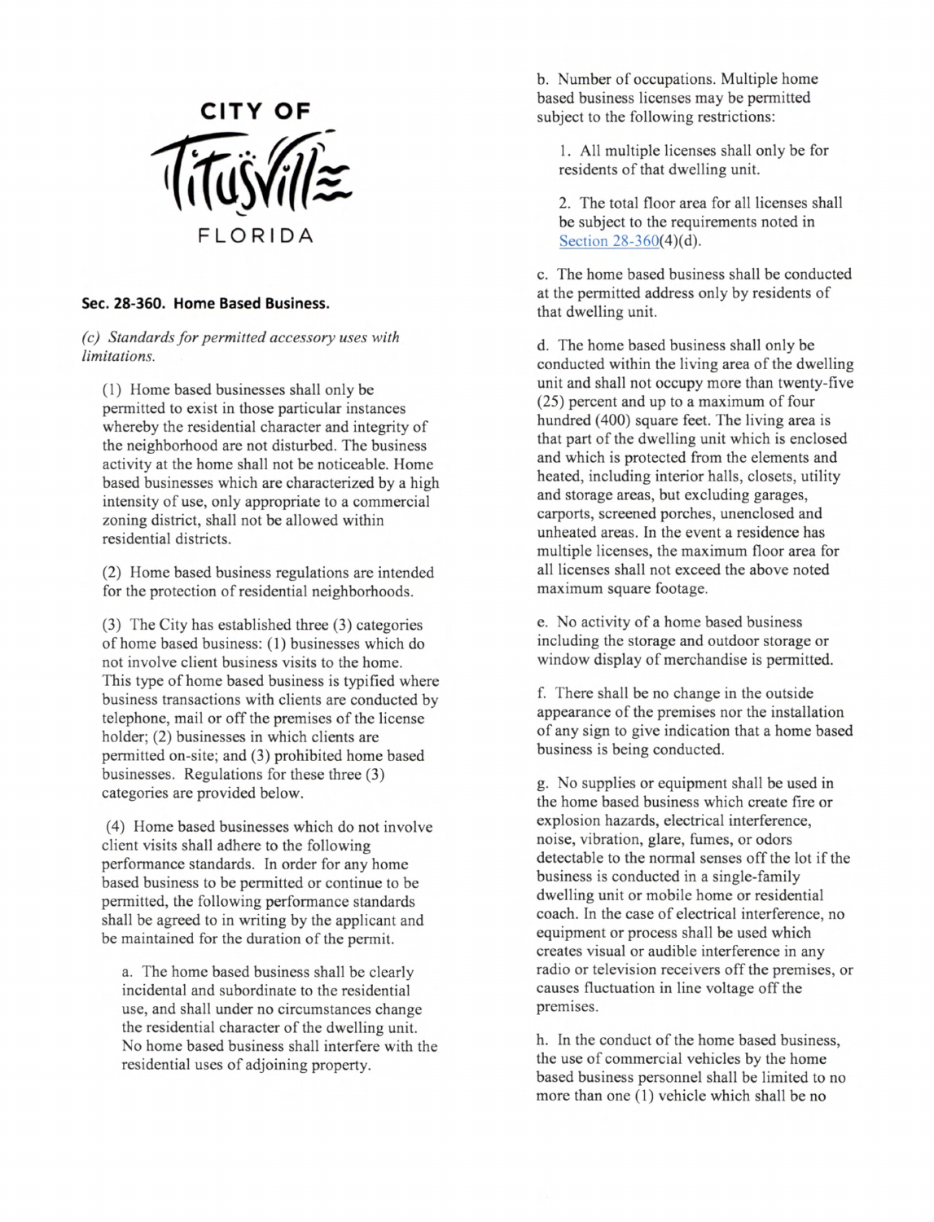CITY OF Titusville FLORIDA

## Sec. 28-360. Home Based Business.

*(c) Standards for permitted accessory uses with limitations.*

(1) Home based businesses shall only be permitted to exist in those particular instances whereby the residential character and integrity of the neighborhood are not disturbed. The business activity at the home shall not be noticeable. Home based businesses which are characterized by a high intensity of use, only appropriate to a commercial zoning district, shall not be allowed within residential districts.

(2) Home based business regulations are intended for the protection of residential neighborhoods.

(3) The City has established three (3) categories of home based business: (1) businesses which do not involve client business visits to the home. This type of home based business is typified where business transactions with clients are conducted by telephone, mail or off the premises of the license holder; (2) businesses in which clients are permitted on-site; and (3) prohibited home based businesses. Regulations for these three (3) categories are provided below.

(4) Home based businesses which do not involve client visits shall adhere to the following performance standards. In order for any home based business to be permitted or continue to be permitted, the following performance standards shall be agreed to in writing by the applicant and be maintained for the duration of the permit.

a. The home based business shall be clearly incidental and subordinate to the residential use, and shall under no circumstances change the residential character of the dwelling unit. No home based business shall interfere with the residential uses of adjoining property.

b. Number of occupations. Multiple home based business licenses may be permitted subject to the following restrictions:

1. All multiple licenses shall only be for residents of that dwelling unit.

2. The total floor area for all licenses shall be subject to the requirements noted in Section 28-360(4)(d).

c. The home based business shall be conducted at the permitted address only by residents of that dwelling unit.

d. The home based business shall only be conducted within the living area of the dwelling unit and shall not occupy more than twenty-five (25) percent and up to a maximum of four hundred (400) square feet. The living area is that part of the dwelling unit which is enclosed and which is protected from the elements and heated, including interior halls, closets, utility and storage areas, but excluding garages, carports, screened porches, unenclosed and unheated areas. In the event a residence has multiple licenses, the maximum floor area for all licenses shall not exceed the above noted maximum square footage.

e. No activity of a home based business including the storage and outdoor storage or window display of merchandise is permitted.

f. There shall be no change in the outside appearance of the premises nor the installation of any sign to give indication that a home based business is being conducted.

g. No supplies or equipment shall be used in the home based business which create fire or explosion hazards, electrical interference, noise, vibration, glare, fumes, or odors detectable to the normal senses off the lot if the business is conducted in a single-family dwelling unit or mobile home or residential coach. In the case of electrical interference, no equipment or process shall be used which creates visual or audible interference in any radio or television receivers off the premises, or causes fluctuation in line voltage off the premises.

h. In the conduct of the home based business, the use of commercial vehicles by the home based business personnel shall be limited to no more than one (1) vehicle which shall be no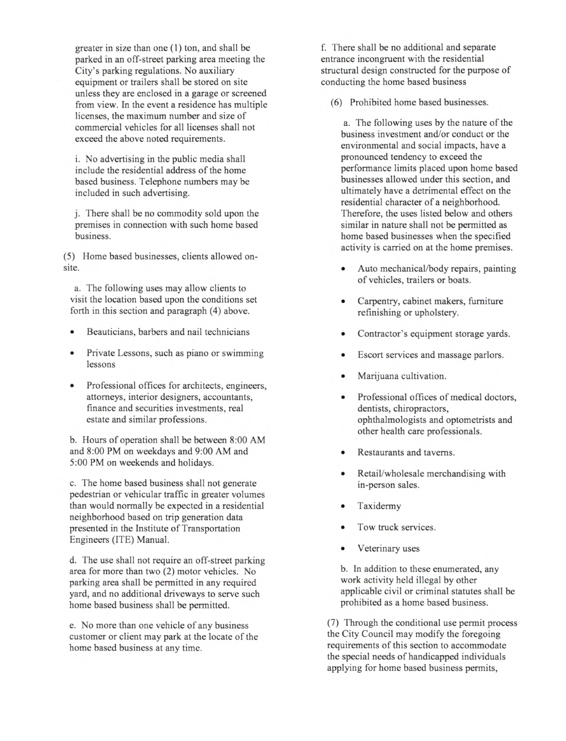greater in size than one (1) ton, and shall be parked in an off-street parking area meeting the City's parking regulations. No auxiliary equipment or trailers shall be stored on site unless they are enclosed in a garage or screened from view. In the event a residence has multiple licenses, the maximum number and size of commercial vehicles for all licenses shall not exceed the above noted requirements.

i. No advertising in the public media shall include the residential address of the home based business. Telephone numbers may be included in such advertising.

j. There shall be no commodity sold upon the premises in connection with such home based business.

(5) Home based businesses, clients allowed on-site.

a. The following uses may allow clients to visit the location based upon the conditions set forth in this section and paragraph (4) above.

- Beauticians, barbers and nail technicians
- Private Lessons, such as piano or swimming lessons
- Professional offices for architects, engineers, attorneys, interior designers, accountants, finance and securities investments, real estate and similar professions.

b. Hours of operation shall be between 8:00 AM and 8:00 PM on weekdays and 9:00 AM and 5:00 PM on weekends and holidays.

c. The home based business shall not generate pedestrian or vehicular traffic in greater volumes than would normally be expected in a residential neighborhood based on trip generation data presented in the Institute of Transportation Engineers (ITE) Manual.

d. The use shall not require an off-street parking area for more than two (2) motor vehicles. No parking area shall be permitted in any required yard, and no additional driveways to serve such home based business shall be permitted.

e. No more than one vehicle of any business customer or client may park at the locate of the home based business at any time.

f. There shall be no additional and separate entrance incongruent with the residential structural design constructed for the purpose of conducting the home based business

(6) Prohibited home based businesses.

a. The following uses by the nature of the business investment and/or conduct or the environmental and social impacts, have a pronounced tendency to exceed the performance limits placed upon home based businesses allowed under this section, and ultimately have a detrimental effect on the residential character of a neighborhood. Therefore, the uses listed below and others similar in nature shall not be permitted as home based businesses when the specified activity is carried on at the home premises.

- Auto mechanical/body repairs, painting of vehicles, trailers or boats.
- Carpentry, cabinet makers, furniture refinishing or upholstery.
- Contractor's equipment storage yards.
- Escort services and massage parlors.
- Marijuana cultivation.
- Professional offices of medical doctors, dentists, chiropractors, ophthalmologists and optometrists and other health care professionals.
- Restaurants and taverns.
- Retail/wholesale merchandising with in-person sales.
- Taxidermy
- Tow truck services.
- Veterinary uses

b. In addition to these enumerated, any work activity held illegal by other applicable civil or criminal statutes shall be prohibited as a home based business.

(7) Through the conditional use permit process the City Council may modify the foregoing requirements of this section to accommodate the special needs of handicapped individuals applying for home based business permits,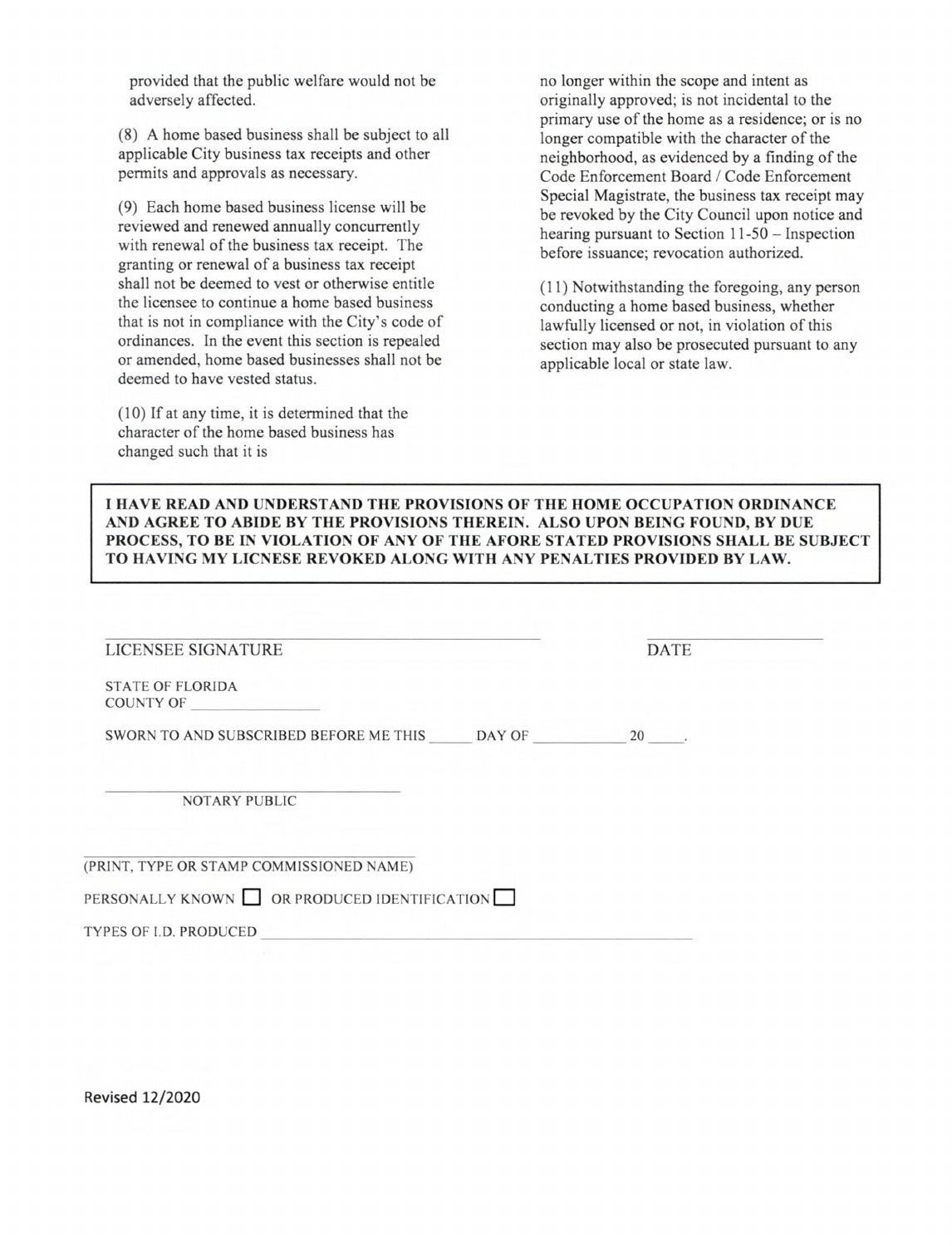provided that the public welfare would not be adversely affected.

(8) A home based business shall be subject to all applicable City business tax receipts and other permits and approvals as necessary.

(9) Each home based business license will be reviewed and renewed annually concurrently with renewal of the business tax receipt. The granting or renewal of a business tax receipt shall not be deemed to vest or otherwise entitle the licensee to continue a home based business that is not in compliance with the City's code of ordinances. In the event this section is repealed or amended, home based businesses shall not be deemed to have vested status.

(10) If at any time, it is determined that the character of the home based business has changed such that it is no longer within the scope and intent as originally approved; is not incidental to the primary use of the home as a residence; or is no longer compatible with the character of the neighborhood, as evidenced by a finding of the Code Enforcement Board / Code Enforcement Special Magistrate, the business tax receipt may be revoked by the City Council upon notice and hearing pursuant to Section 11-50 – Inspection before issuance; revocation authorized.

(11) Notwithstanding the foregoing, any person conducting a home based business, whether lawfully licensed or not, in violation of this section may also be prosecuted pursuant to any applicable local or state law.

**I HAVE READ AND UNDERSTAND THE PROVISIONS OF THE HOME OCCUPATION ORDINANCE AND AGREE TO ABIDE BY THE PROVISIONS THEREIN. ALSO UPON BEING FOUND, BY DUE PROCESS, TO BE IN VIOLATION OF ANY OF THE AFORE STATED PROVISIONS SHALL BE SUBJECT TO HAVING MY LICNESE REVOKED ALONG WITH ANY PENALTIES PROVIDED BY LAW.**

\_\_\_\_\_\_\_\_\_\_\_\_\_\_\_\_\_\_\_\_\_\_\_\_\_\_\_\_\_\_\_\_\_\_\_\_\_\_\_\_ \_\_\_\_\_\_\_\_\_\_\_\_\_\_\_\_\_\_

LICENSEE SIGNATURE DATE

STATE OF FLORIDA
COUNTY OF \_\_\_\_\_\_\_\_\_\_\_\_\_\_\_\_

SWORN TO AND SUBSCRIBED BEFORE ME THIS \_\_\_\_\_ DAY OF \_\_\_\_\_\_\_\_\_\_\_ 20 \_\_\_\_.

\_\_\_\_\_\_\_\_\_\_\_\_\_\_\_\_\_\_\_\_\_\_\_\_\_\_\_\_\_\_\_\_

NOTARY PUBLIC

\_\_\_\_\_\_\_\_\_\_\_\_\_\_\_\_\_\_\_\_\_\_\_\_\_\_\_\_\_\_\_\_\_\_\_\_

(PRINT, TYPE OR STAMP COMMISSIONED NAME)

PERSONALLY KNOWN ☐ OR PRODUCED IDENTIFICATION ☐

TYPES OF I.D. PRODUCED \_\_\_\_\_\_\_\_\_\_\_\_\_\_\_\_\_\_\_\_\_\_\_\_\_\_\_\_\_\_\_\_\_\_\_\_\_\_\_\_\_\_\_\_

Revised 12/2020